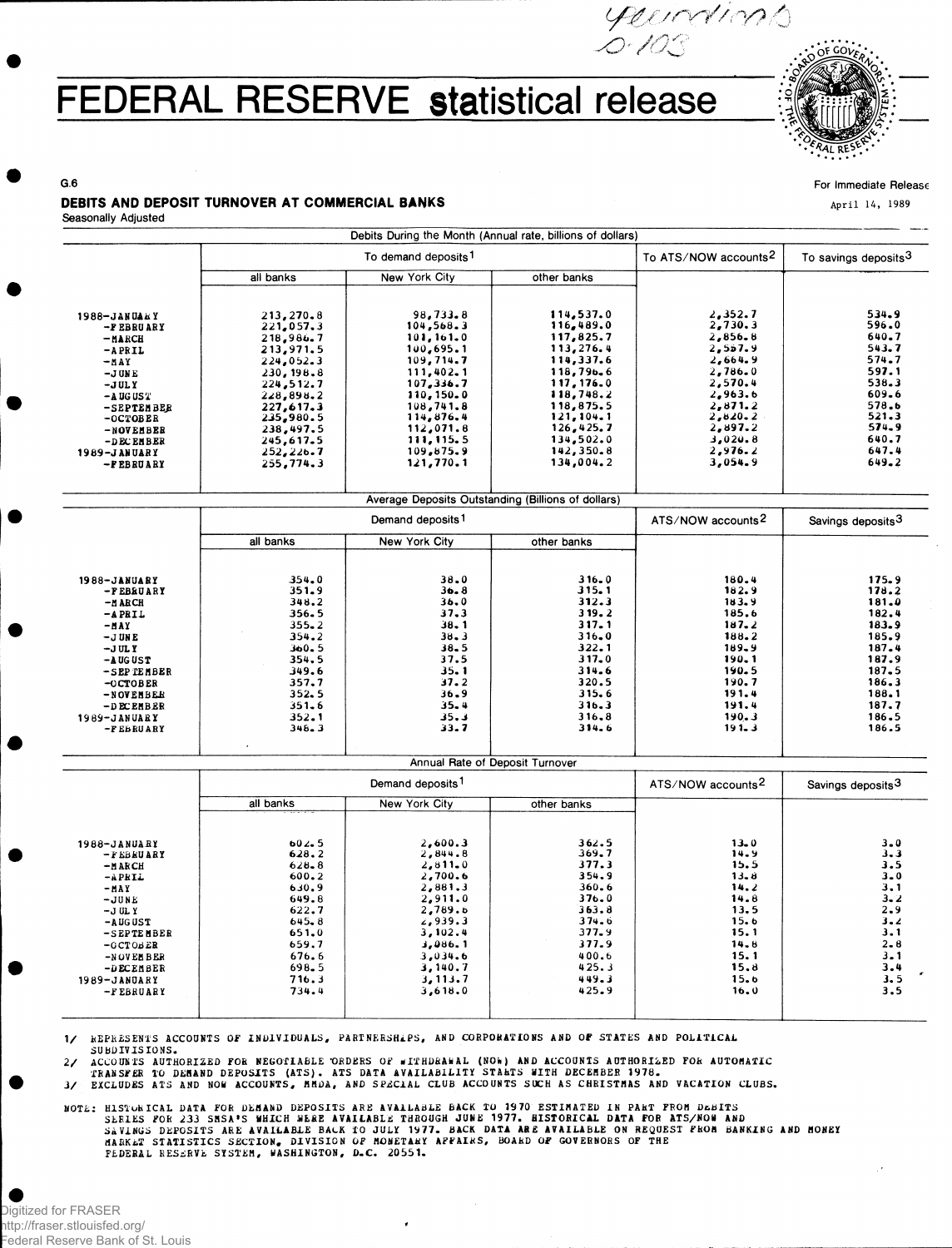# FEDERAL RESERVE statistical release

G.6

For Immediate Release
April 14, 1989

## DEBITS AND DEPOSIT TURNOVER AT COMMERCIAL BANKS

Seasonally Adjusted

**Debits During the Month (Annual rate, billions of dollars)**

| | To demand deposits[1] | | | To ATS/NOW accounts[2] | To savings deposits[3] |
|---|---|---|---|---|---|
| | all banks | New York City | other banks | | |
| 1988-JANUARY | 213,270.8 | 98,733.8 | 114,537.0 | 2,352.7 | 534.9 |
| -FEBRUARY | 221,057.3 | 104,568.3 | 116,489.0 | 2,730.3 | 596.0 |
| -MARCH | 218,986.7 | 101,161.0 | 117,825.7 | 2,856.8 | 640.7 |
| -APRIL | 213,971.5 | 100,695.1 | 113,276.4 | 2,557.9 | 543.7 |
| -MAY | 224,052.3 | 109,714.7 | 114,337.6 | 2,664.9 | 574.7 |
| -JUNE | 230,198.8 | 111,402.1 | 118,796.6 | 2,786.0 | 597.1 |
| -JULY | 224,512.7 | 107,336.7 | 117,176.0 | 2,570.4 | 538.3 |
| -AUGUST | 228,898.2 | 110,150.0 | 118,748.2 | 2,963.6 | 609.6 |
| -SEPTEMBER | 227,617.3 | 108,741.8 | 118,875.5 | 2,871.2 | 578.6 |
| -OCTOBER | 235,980.5 | 114,876.4 | 121,104.1 | 2,820.2 | 521.3 |
| -NOVEMBER | 238,497.5 | 112,071.8 | 126,425.7 | 2,897.2 | 574.9 |
| -DECEMBER | 245,617.5 | 111,115.5 | 134,502.0 | 3,020.8 | 640.7 |
| 1989-JANUARY | 252,226.7 | 109,875.9 | 142,350.8 | 2,976.2 | 647.4 |
| -FEBRUARY | 255,774.3 | 121,770.1 | 134,004.2 | 3,054.9 | 649.2 |

**Average Deposits Outstanding (Billions of dollars)**

| | Demand deposits[1] | | | ATS/NOW accounts[2] | Savings deposits[3] |
|---|---|---|---|---|---|
| | all banks | New York City | other banks | | |
| 1988-JANUARY | 354.0 | 38.0 | 316.0 | 180.4 | 175.9 |
| -FEBRUARY | 351.9 | 36.8 | 315.1 | 182.9 | 178.2 |
| -MARCH | 348.2 | 36.0 | 312.3 | 183.9 | 181.0 |
| -APRIL | 356.5 | 37.3 | 319.2 | 185.6 | 182.4 |
| -MAY | 355.2 | 38.1 | 317.1 | 187.2 | 183.9 |
| -JUNE | 354.2 | 38.3 | 316.0 | 188.2 | 185.9 |
| -JULY | 360.5 | 38.5 | 322.1 | 189.9 | 187.4 |
| -AUGUST | 354.5 | 37.5 | 317.0 | 190.1 | 187.9 |
| -SEPTEMBER | 349.6 | 35.1 | 314.6 | 190.5 | 187.5 |
| -OCTOBER | 357.7 | 37.2 | 320.5 | 190.7 | 186.3 |
| -NOVEMBER | 352.5 | 36.9 | 315.6 | 191.4 | 188.1 |
| -DECEMBER | 351.6 | 35.4 | 316.3 | 191.4 | 187.7 |
| 1989-JANUARY | 352.1 | 35.3 | 316.8 | 190.3 | 186.5 |
| -FEBRUARY | 348.3 | 33.7 | 314.6 | 191.3 | 186.5 |

**Annual Rate of Deposit Turnover**

| | Demand deposits[1] | | | ATS/NOW accounts[2] | Savings deposits[3] |
|---|---|---|---|---|---|
| | all banks | New York City | other banks | | |
| 1988-JANUARY | 602.5 | 2,600.3 | 362.5 | 13.0 | 3.0 |
| -FEBRUARY | 628.2 | 2,844.8 | 369.7 | 14.9 | 3.3 |
| -MARCH | 628.8 | 2,811.0 | 377.3 | 15.5 | 3.5 |
| -APRIL | 600.2 | 2,700.6 | 354.9 | 13.8 | 3.0 |
| -MAY | 630.9 | 2,881.3 | 360.6 | 14.2 | 3.1 |
| -JUNE | 649.8 | 2,911.0 | 376.0 | 14.8 | 3.2 |
| -JULY | 622.7 | 2,789.6 | 363.8 | 13.5 | 2.9 |
| -AUGUST | 645.8 | 2,939.3 | 374.6 | 15.6 | 3.2 |
| -SEPTEMBER | 651.0 | 3,102.4 | 377.9 | 15.1 | 3.1 |
| -OCTOBER | 659.7 | 3,086.1 | 377.9 | 14.8 | 2.8 |
| -NOVEMBER | 676.6 | 3,034.6 | 400.6 | 15.1 | 3.1 |
| -DECEMBER | 698.5 | 3,140.7 | 425.3 | 15.8 | 3.4 |
| 1989-JANUARY | 716.3 | 3,113.7 | 449.3 | 15.6 | 3.5 |
| -FEBRUARY | 734.4 | 3,618.0 | 425.9 | 16.0 | 3.5 |

1/ REPRESENTS ACCOUNTS OF INDIVIDUALS, PARTNERSHIPS, AND CORPORATIONS AND OF STATES AND POLITICAL SUBDIVISIONS.
2/ ACCOUNTS AUTHORIZED FOR NEGOTIABLE ORDERS OF WITHDRAWAL (NOW) AND ACCOUNTS AUTHORIZED FOR AUTOMATIC TRANSFER TO DEMAND DEPOSITS (ATS). ATS DATA AVAILABILITY STARTS WITH DECEMBER 1978.
3/ EXCLUDES ATS AND NOW ACCOUNTS, MMDA, AND SPECIAL CLUB ACCOUNTS SUCH AS CHRISTMAS AND VACATION CLUBS.

NOTE: HISTORICAL DATA FOR DEMAND DEPOSITS ARE AVAILABLE BACK TO 1970 ESTIMATED IN PART FROM DEBITS SERIES FOR 233 SMSA'S WHICH WERE AVAILABLE THROUGH JUNE 1977. HISTORICAL DATA FOR ATS/NOW AND SAVINGS DEPOSITS ARE AVAILABLE BACK TO JULY 1977. BACK DATA ARE AVAILABLE ON REQUEST FROM BANKING AND MONEY MARKET STATISTICS SECTION, DIVISION OF MONETARY AFFAIRS, BOARD OF GOVERNORS OF THE FEDERAL RESERVE SYSTEM, WASHINGTON, D.C. 20551.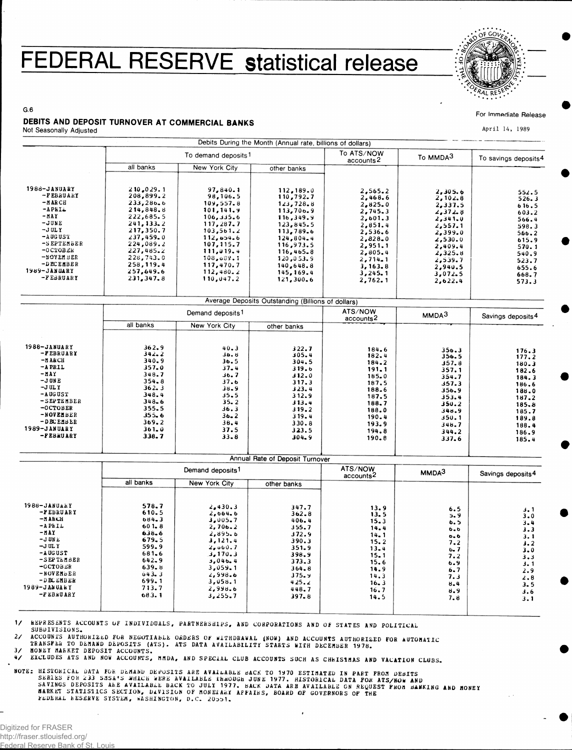# FEDERAL RESERVE statistical release

G.6

For Immediate Release

April 14, 1989

## DEBITS AND DEPOSIT TURNOVER AT COMMERCIAL BANKS

Not Seasonally Adjusted

| | Debits During the Month (Annual rate, billions of dollars) | | | | | |
|---|---|---|---|---|---|---|
| | To demand deposits[1] | | | To ATS/NOW accounts[2] | To MMDA[3] | To savings deposits[4] |
| | all banks | New York City | other banks | | | |
| 1988-JANUARY | 210,029.1 | 97,840.1 | 112,189.0 | 2,565.2 | 2,305.6 | 552.5 |
| -FEBRUARY | 208,899.2 | 98,106.5 | 110,792.7 | 2,468.6 | 2,102.8 | 526.3 |
| -MARCH | 233,286.6 | 109,557.8 | 123,728.8 | 2,825.0 | 2,337.5 | 616.5 |
| -APRIL | 214,848.8 | 101,141.9 | 113,706.9 | 2,745.3 | 2,372.8 | 603.2 |
| -MAY | 222,685.5 | 106,335.6 | 116,349.9 | 2,601.3 | 2,341.0 | 566.4 |
| -JUNE | 241,133.2 | 117,287.7 | 123,845.5 | 2,851.4 | 2,557.1 | 598.3 |
| -JULY | 217,350.7 | 103,561.2 | 113,789.6 | 2,536.6 | 2,399.0 | 566.2 |
| -AUGUST | 237,459.0 | 112,654.6 | 124,804.4 | 2,828.0 | 2,530.0 | 615.9 |
| -SEPTEMBER | 224,089.2 | 107,115.7 | 116,973.5 | 2,951.1 | 2,409.4 | 570.1 |
| -OCTOBER | 227,485.2 | 111,019.4 | 116,465.8 | 2,805.4 | 2,325.8 | 540.9 |
| -NOVEMBER | 228,743.0 | 108,689.1 | 120,053.9 | 2,714.1 | 2,539.7 | 523.7 |
| -DECEMBER | 258,119.4 | 117,470.7 | 140,648.8 | 3,163.8 | 2,940.5 | 655.6 |
| 1989-JANUARY | 257,649.6 | 112,480.2 | 145,169.4 | 3,245.1 | 3,072.5 | 668.7 |
| -FEBRUARY | 231,347.8 | 110,047.2 | 121,300.6 | 2,762.1 | 2,622.4 | 573.3 |

| | Average Deposits Outstanding (Billions of dollars) | | | | | |
|---|---|---|---|---|---|---|
| | Demand deposits[1] | | | ATS/NOW accounts[2] | MMDA[3] | Savings deposits[4] |
| | all banks | New York City | other banks | | | |
| 1988-JANUARY | 362.9 | 40.3 | 322.7 | 184.6 | 356.3 | 176.3 |
| -FEBRUARY | 342.2 | 36.8 | 305.4 | 182.4 | 356.5 | 177.2 |
| -MARCH | 340.9 | 36.5 | 304.5 | 184.2 | 357.8 | 180.3 |
| -APRIL | 357.0 | 37.4 | 319.6 | 191.1 | 357.1 | 182.6 |
| -MAY | 348.7 | 36.7 | 312.0 | 185.0 | 354.7 | 184.3 |
| -JUNE | 354.8 | 37.6 | 317.3 | 187.5 | 357.3 | 186.6 |
| -JULY | 362.3 | 38.9 | 323.4 | 188.6 | 356.9 | 188.0 |
| -AUGUST | 348.4 | 35.5 | 312.9 | 187.5 | 353.4 | 187.2 |
| -SEPTEMBER | 348.6 | 35.2 | 313.4 | 188.7 | 350.2 | 185.8 |
| -OCTOBER | 355.5 | 36.3 | 319.2 | 188.0 | 348.9 | 185.7 |
| -NOVEMBER | 355.6 | 36.2 | 319.4 | 190.4 | 350.1 | 189.8 |
| -DECEMBER | 369.2 | 38.4 | 330.8 | 193.9 | 348.7 | 188.4 |
| 1989-JANUARY | 361.0 | 37.5 | 323.5 | 194.8 | 344.2 | 186.9 |
| -FEBRUARY | 338.7 | 33.8 | 304.9 | 190.8 | 337.6 | 185.4 |

| | Annual Rate of Deposit Turnover | | | | | |
|---|---|---|---|---|---|---|
| | Demand deposits[1] | | | ATS/NOW accounts[2] | MMDA[3] | Savings deposits[4] |
| | all banks | New York City | other banks | | | |
| 1988-JANUARY | 578.7 | 2,430.3 | 347.7 | 13.9 | 6.5 | 3.1 |
| -FEBRUARY | 610.5 | 2,664.6 | 362.8 | 13.5 | 5.9 | 3.0 |
| -MARCH | 684.3 | 3,005.7 | 406.4 | 15.3 | 6.5 | 3.4 |
| -APRIL | 601.8 | 2,706.2 | 355.7 | 14.4 | 6.6 | 3.3 |
| -MAY | 638.6 | 2,895.6 | 372.9 | 14.1 | 6.6 | 3.1 |
| -JUNE | 679.5 | 3,121.4 | 390.3 | 15.2 | 7.2 | 3.2 |
| -JULY | 599.9 | 2,660.7 | 351.9 | 13.4 | 6.7 | 3.0 |
| -AUGUST | 681.6 | 3,170.3 | 398.9 | 15.1 | 7.2 | 3.3 |
| -SEPTEMBER | 642.9 | 3,046.4 | 373.3 | 15.6 | 6.9 | 3.1 |
| -OCTOBER | 639.8 | 3,059.1 | 364.8 | 14.9 | 6.7 | 2.9 |
| -NOVEMBER | 643.3 | 2,998.6 | 375.9 | 14.3 | 7.3 | 2.8 |
| -DECEMBER | 699.1 | 3,058.1 | 425.2 | 16.3 | 8.4 | 3.5 |
| 1989-JANUARY | 713.7 | 2,998.6 | 448.7 | 16.7 | 8.9 | 3.6 |
| -FEBRUARY | 683.1 | 3,255.7 | 397.8 | 14.5 | 7.8 | 3.1 |

1/ REPRESENTS ACCOUNTS OF INDIVIDUALS, PARTNERSHIPS, AND CORPORATIONS AND OF STATES AND POLITICAL SUBDIVISIONS.

2/ ACCOUNTS AUTHORIZED FOR NEGOTIABLE ORDERS OF WITHDRAWAL (NOW) AND ACCOUNTS AUTHORIZED FOR AUTOMATIC TRANSFER TO DEMAND DEPOSITS (ATS). ATS DATA AVAILABILITY STARTS WITH DECEMBER 1978.

3/ MONEY MARKET DEPOSIT ACCOUNTS.

4/ EXCLUDES ATS AND NOW ACCOUNTS, MMDA, AND SPECIAL CLUB ACCOUNTS SUCH AS CHRISTMAS AND VACATION CLUBS.

NOTE: HISTORICAL DATA FOR DEMAND DEPOSITS ARE AVAILABLE BACK TO 1970 ESTIMATED IN PART FROM DEBITS SERIES FOR 233 SMSA'S WHICH WERE AVAILABLE THROUGH JUNE 1977. HISTORICAL DATA FOR ATS/NOW AND SAVINGS DEPOSITS ARE AVAILABLE BACK TO JULY 1977. BACK DATA ARE AVAILABLE ON REQUEST FROM BANKING AND MONEY MARKET STATISTICS SECTION, DIVISION OF MONETARY AFFAIRS, BOARD OF GOVERNORS OF THE FEDERAL RESERVE SYSTEM, WASHINGTON, D.C. 20551.